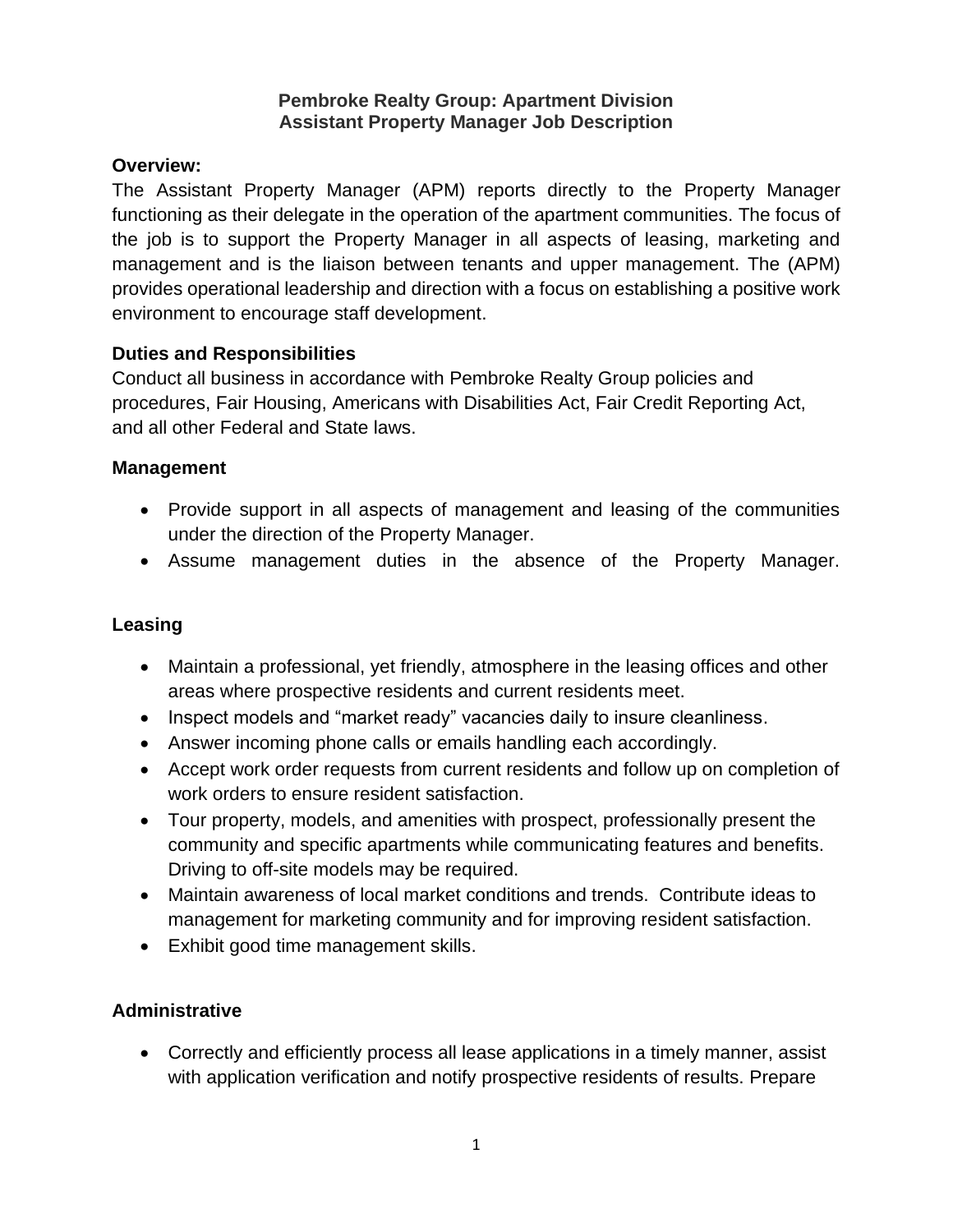**Pembroke Realty Group: Apartment Division**
**Assistant Property Manager Job Description**

## Overview:

The Assistant Property Manager (APM) reports directly to the Property Manager functioning as their delegate in the operation of the apartment communities. The focus of the job is to support the Property Manager in all aspects of leasing, marketing and management and is the liaison between tenants and upper management. The (APM) provides operational leadership and direction with a focus on establishing a positive work environment to encourage staff development.

## Duties and Responsibilities

Conduct all business in accordance with Pembroke Realty Group policies and procedures, Fair Housing, Americans with Disabilities Act, Fair Credit Reporting Act, and all other Federal and State laws.

### Management

- Provide support in all aspects of management and leasing of the communities under the direction of the Property Manager.
- Assume management duties in the absence of the Property Manager.

### Leasing

- Maintain a professional, yet friendly, atmosphere in the leasing offices and other areas where prospective residents and current residents meet.
- Inspect models and "market ready" vacancies daily to insure cleanliness.
- Answer incoming phone calls or emails handling each accordingly.
- Accept work order requests from current residents and follow up on completion of work orders to ensure resident satisfaction.
- Tour property, models, and amenities with prospect, professionally present the community and specific apartments while communicating features and benefits. Driving to off-site models may be required.
- Maintain awareness of local market conditions and trends. Contribute ideas to management for marketing community and for improving resident satisfaction.
- Exhibit good time management skills.

### Administrative

- Correctly and efficiently process all lease applications in a timely manner, assist with application verification and notify prospective residents of results. Prepare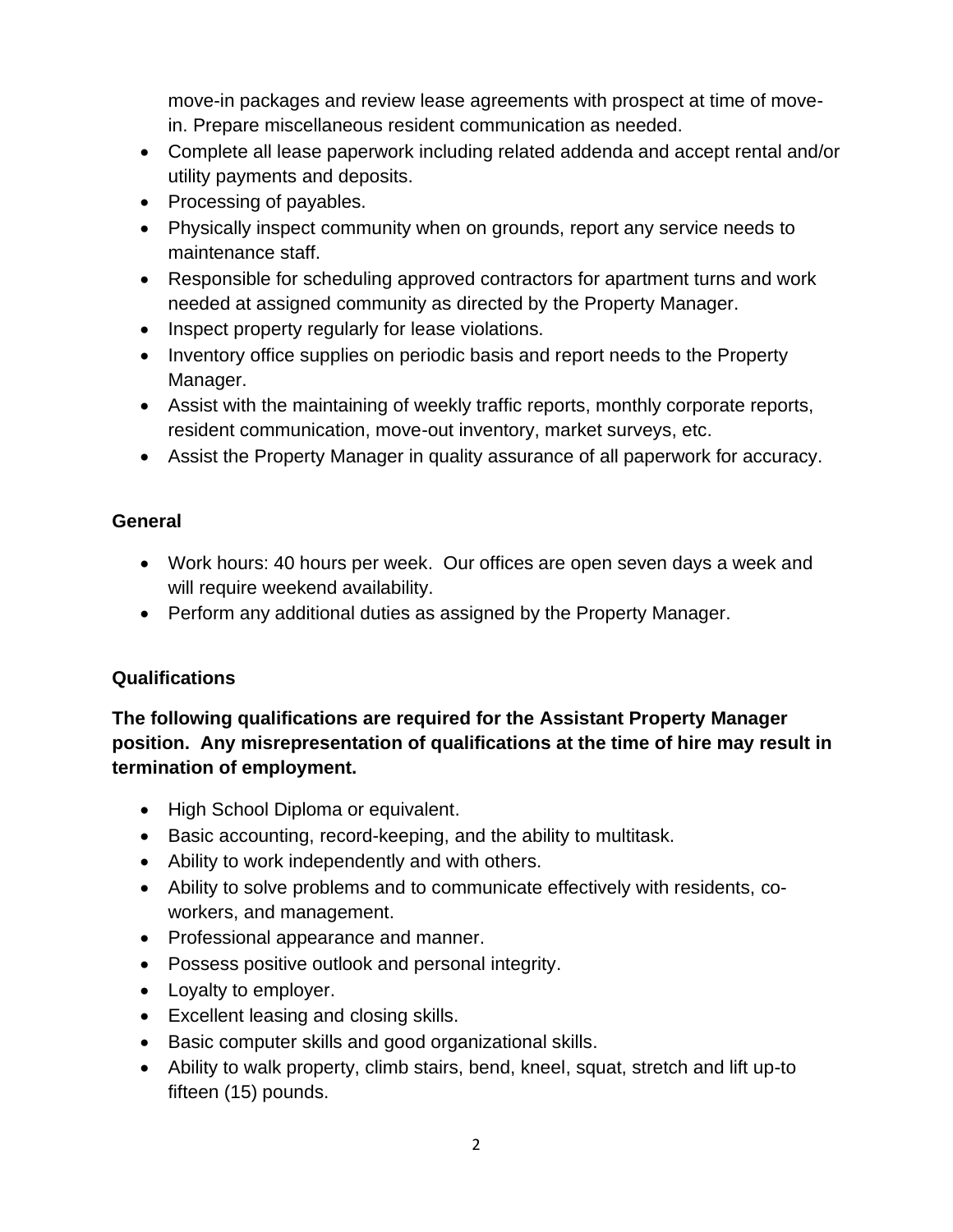move-in packages and review lease agreements with prospect at time of move-in. Prepare miscellaneous resident communication as needed.

- Complete all lease paperwork including related addenda and accept rental and/or utility payments and deposits.
- Processing of payables.
- Physically inspect community when on grounds, report any service needs to maintenance staff.
- Responsible for scheduling approved contractors for apartment turns and work needed at assigned community as directed by the Property Manager.
- Inspect property regularly for lease violations.
- Inventory office supplies on periodic basis and report needs to the Property Manager.
- Assist with the maintaining of weekly traffic reports, monthly corporate reports, resident communication, move-out inventory, market surveys, etc.
- Assist the Property Manager in quality assurance of all paperwork for accuracy.

**General**

- Work hours: 40 hours per week. Our offices are open seven days a week and will require weekend availability.
- Perform any additional duties as assigned by the Property Manager.

**Qualifications**

**The following qualifications are required for the Assistant Property Manager position. Any misrepresentation of qualifications at the time of hire may result in termination of employment.**

- High School Diploma or equivalent.
- Basic accounting, record-keeping, and the ability to multitask.
- Ability to work independently and with others.
- Ability to solve problems and to communicate effectively with residents, co-workers, and management.
- Professional appearance and manner.
- Possess positive outlook and personal integrity.
- Loyalty to employer.
- Excellent leasing and closing skills.
- Basic computer skills and good organizational skills.
- Ability to walk property, climb stairs, bend, kneel, squat, stretch and lift up-to fifteen (15) pounds.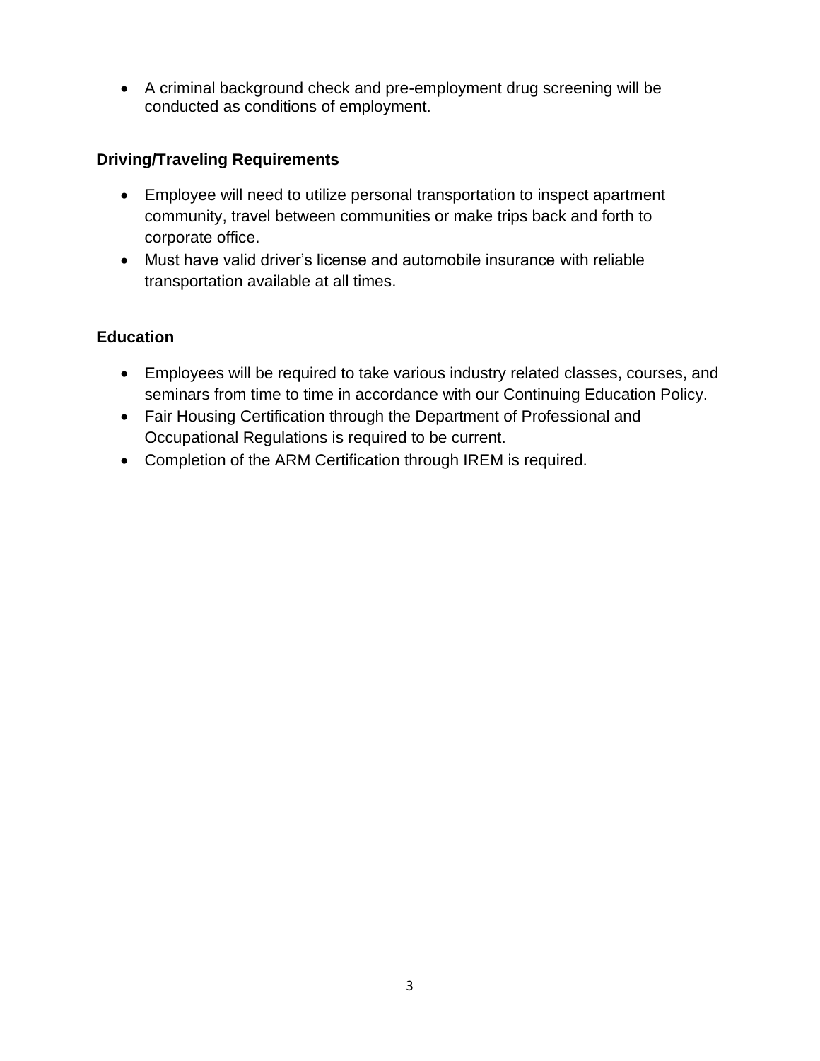- A criminal background check and pre-employment drug screening will be conducted as conditions of employment.

**Driving/Traveling Requirements**

- Employee will need to utilize personal transportation to inspect apartment community, travel between communities or make trips back and forth to corporate office.
- Must have valid driver's license and automobile insurance with reliable transportation available at all times.

**Education**

- Employees will be required to take various industry related classes, courses, and seminars from time to time in accordance with our Continuing Education Policy.
- Fair Housing Certification through the Department of Professional and Occupational Regulations is required to be current.
- Completion of the ARM Certification through IREM is required.